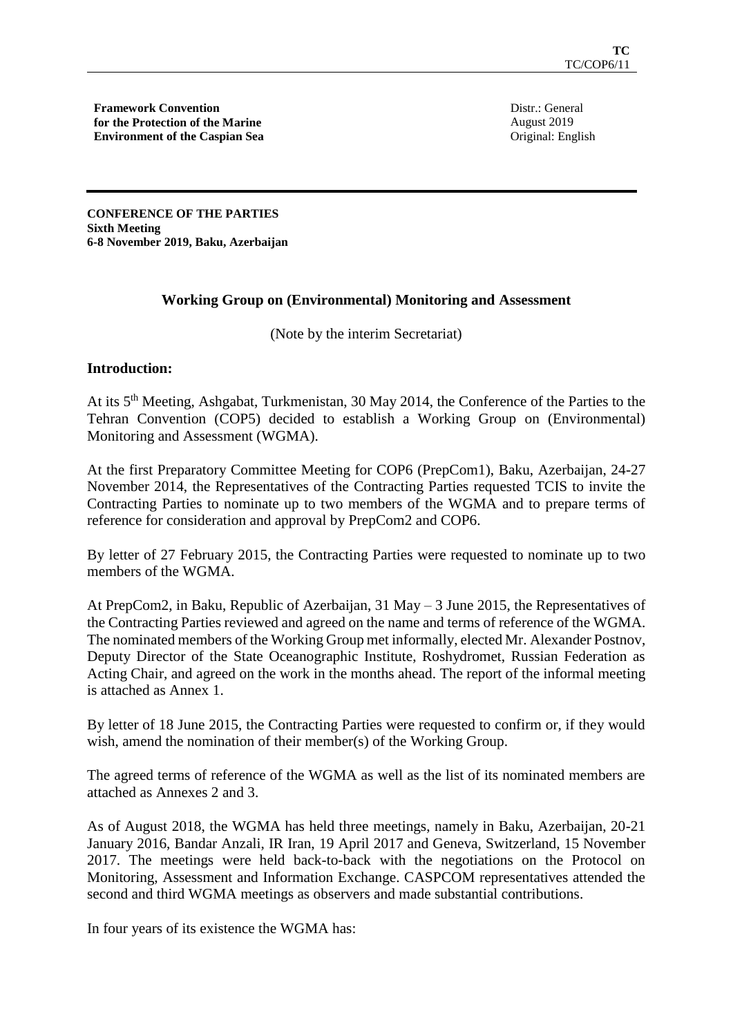**Framework Convention for the Protection of the Marine Environment of the Caspian Sea**

Distr.: General
August 2019
Original: English

**CONFERENCE OF THE PARTIES**
**Sixth Meeting**
**6-8 November 2019, Baku, Azerbaijan**

### Working Group on (Environmental) Monitoring and Assessment

(Note by the interim Secretariat)

### Introduction:

At its 5th Meeting, Ashgabat, Turkmenistan, 30 May 2014, the Conference of the Parties to the Tehran Convention (COP5) decided to establish a Working Group on (Environmental) Monitoring and Assessment (WGMA).

At the first Preparatory Committee Meeting for COP6 (PrepCom1), Baku, Azerbaijan, 24-27 November 2014, the Representatives of the Contracting Parties requested TCIS to invite the Contracting Parties to nominate up to two members of the WGMA and to prepare terms of reference for consideration and approval by PrepCom2 and COP6.

By letter of 27 February 2015, the Contracting Parties were requested to nominate up to two members of the WGMA.

At PrepCom2, in Baku, Republic of Azerbaijan, 31 May – 3 June 2015, the Representatives of the Contracting Parties reviewed and agreed on the name and terms of reference of the WGMA. The nominated members of the Working Group met informally, elected Mr. Alexander Postnov, Deputy Director of the State Oceanographic Institute, Roshydromet, Russian Federation as Acting Chair, and agreed on the work in the months ahead. The report of the informal meeting is attached as Annex 1.

By letter of 18 June 2015, the Contracting Parties were requested to confirm or, if they would wish, amend the nomination of their member(s) of the Working Group.

The agreed terms of reference of the WGMA as well as the list of its nominated members are attached as Annexes 2 and 3.

As of August 2018, the WGMA has held three meetings, namely in Baku, Azerbaijan, 20-21 January 2016, Bandar Anzali, IR Iran, 19 April 2017 and Geneva, Switzerland, 15 November 2017. The meetings were held back-to-back with the negotiations on the Protocol on Monitoring, Assessment and Information Exchange. CASPCOM representatives attended the second and third WGMA meetings as observers and made substantial contributions.

In four years of its existence the WGMA has: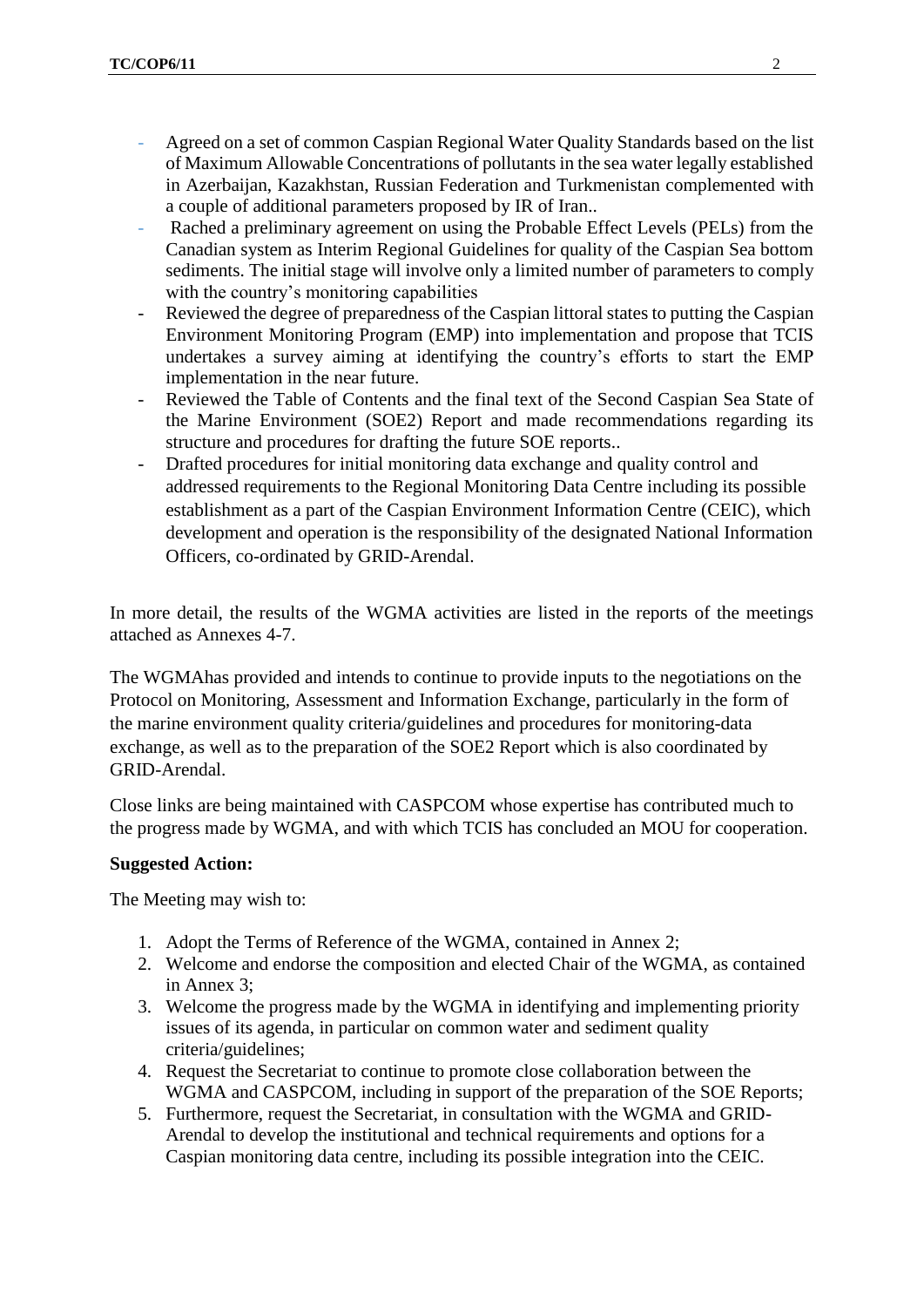- Agreed on a set of common Caspian Regional Water Quality Standards based on the list of Maximum Allowable Concentrations of pollutants in the sea water legally established in Azerbaijan, Kazakhstan, Russian Federation and Turkmenistan complemented with a couple of additional parameters proposed by IR of Iran..
- Rached a preliminary agreement on using the Probable Effect Levels (PELs) from the Canadian system as Interim Regional Guidelines for quality of the Caspian Sea bottom sediments. The initial stage will involve only a limited number of parameters to comply with the country's monitoring capabilities
- Reviewed the degree of preparedness of the Caspian littoral states to putting the Caspian Environment Monitoring Program (EMP) into implementation and propose that TCIS undertakes a survey aiming at identifying the country's efforts to start the EMP implementation in the near future.
- Reviewed the Table of Contents and the final text of the Second Caspian Sea State of the Marine Environment (SOE2) Report and made recommendations regarding its structure and procedures for drafting the future SOE reports..
- Drafted procedures for initial monitoring data exchange and quality control and addressed requirements to the Regional Monitoring Data Centre including its possible establishment as a part of the Caspian Environment Information Centre (CEIC), which development and operation is the responsibility of the designated National Information Officers, co-ordinated by GRID-Arendal.

In more detail, the results of the WGMA activities are listed in the reports of the meetings attached as Annexes 4-7.

The WGMAhas provided and intends to continue to provide inputs to the negotiations on the Protocol on Monitoring, Assessment and Information Exchange, particularly in the form of the marine environment quality criteria/guidelines and procedures for monitoring-data exchange, as well as to the preparation of the SOE2 Report which is also coordinated by GRID-Arendal.

Close links are being maintained with CASPCOM whose expertise has contributed much to the progress made by WGMA, and with which TCIS has concluded an MOU for cooperation.

**Suggested Action:**

The Meeting may wish to:

1. Adopt the Terms of Reference of the WGMA, contained in Annex 2;
2. Welcome and endorse the composition and elected Chair of the WGMA, as contained in Annex 3;
3. Welcome the progress made by the WGMA in identifying and implementing priority issues of its agenda, in particular on common water and sediment quality criteria/guidelines;
4. Request the Secretariat to continue to promote close collaboration between the WGMA and CASPCOM, including in support of the preparation of the SOE Reports;
5. Furthermore, request the Secretariat, in consultation with the WGMA and GRID-Arendal to develop the institutional and technical requirements and options for a Caspian monitoring data centre, including its possible integration into the CEIC.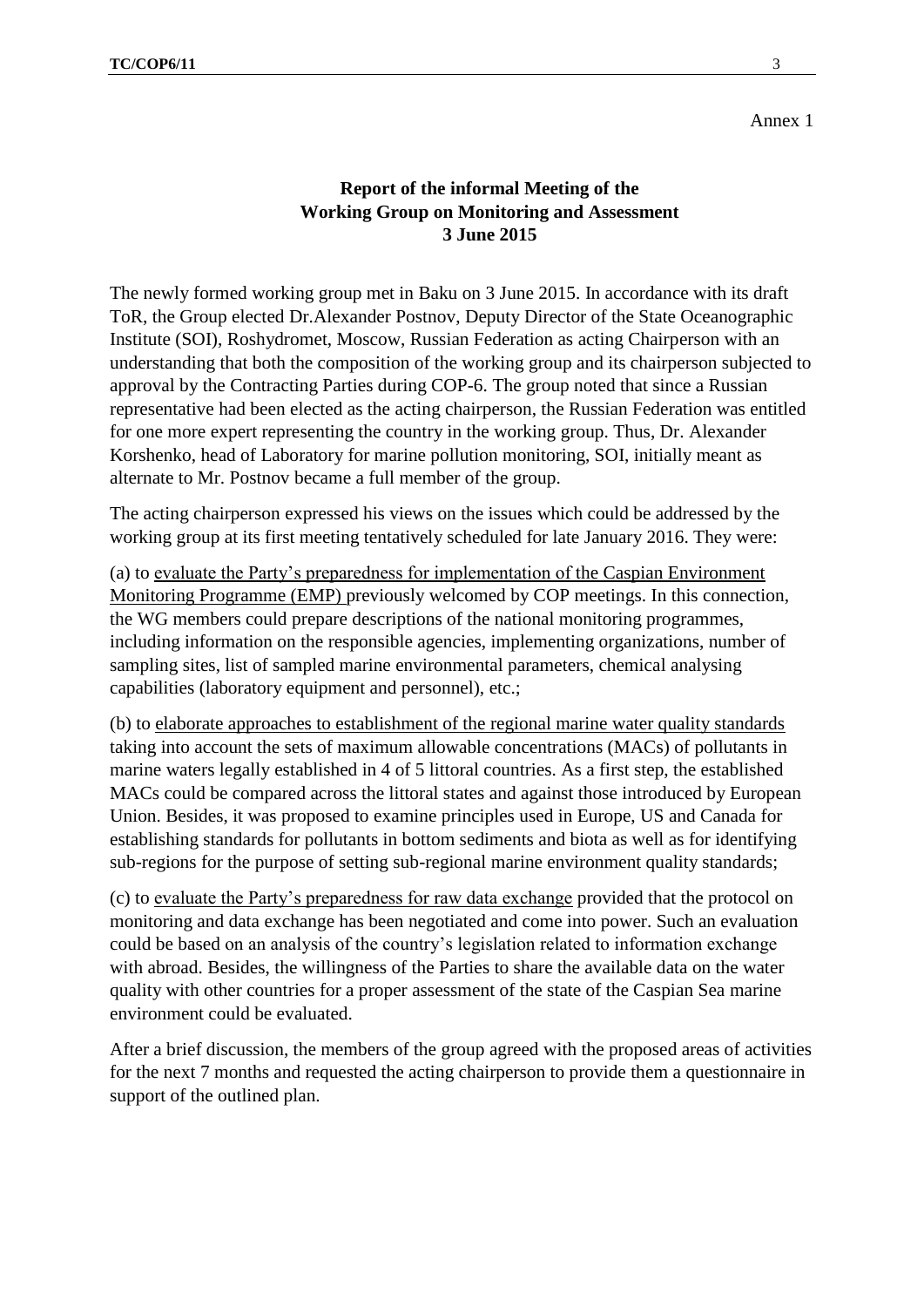Annex 1

## Report of the informal Meeting of the Working Group on Monitoring and Assessment 3 June 2015

The newly formed working group met in Baku on 3 June 2015. In accordance with its draft ToR, the Group elected Dr.Alexander Postnov, Deputy Director of the State Oceanographic Institute (SOI), Roshydromet, Moscow, Russian Federation as acting Chairperson with an understanding that both the composition of the working group and its chairperson subjected to approval by the Contracting Parties during COP-6. The group noted that since a Russian representative had been elected as the acting chairperson, the Russian Federation was entitled for one more expert representing the country in the working group. Thus, Dr. Alexander Korshenko, head of Laboratory for marine pollution monitoring, SOI, initially meant as alternate to Mr. Postnov became a full member of the group.

The acting chairperson expressed his views on the issues which could be addressed by the working group at its first meeting tentatively scheduled for late January 2016. They were:

(a) to evaluate the Party's preparedness for implementation of the Caspian Environment Monitoring Programme (EMP) previously welcomed by COP meetings. In this connection, the WG members could prepare descriptions of the national monitoring programmes, including information on the responsible agencies, implementing organizations, number of sampling sites, list of sampled marine environmental parameters, chemical analysing capabilities (laboratory equipment and personnel), etc.;

(b) to elaborate approaches to establishment of the regional marine water quality standards taking into account the sets of maximum allowable concentrations (MACs) of pollutants in marine waters legally established in 4 of 5 littoral countries. As a first step, the established MACs could be compared across the littoral states and against those introduced by European Union. Besides, it was proposed to examine principles used in Europe, US and Canada for establishing standards for pollutants in bottom sediments and biota as well as for identifying sub-regions for the purpose of setting sub-regional marine environment quality standards;

(c) to evaluate the Party's preparedness for raw data exchange provided that the protocol on monitoring and data exchange has been negotiated and come into power. Such an evaluation could be based on an analysis of the country's legislation related to information exchange with abroad. Besides, the willingness of the Parties to share the available data on the water quality with other countries for a proper assessment of the state of the Caspian Sea marine environment could be evaluated.

After a brief discussion, the members of the group agreed with the proposed areas of activities for the next 7 months and requested the acting chairperson to provide them a questionnaire in support of the outlined plan.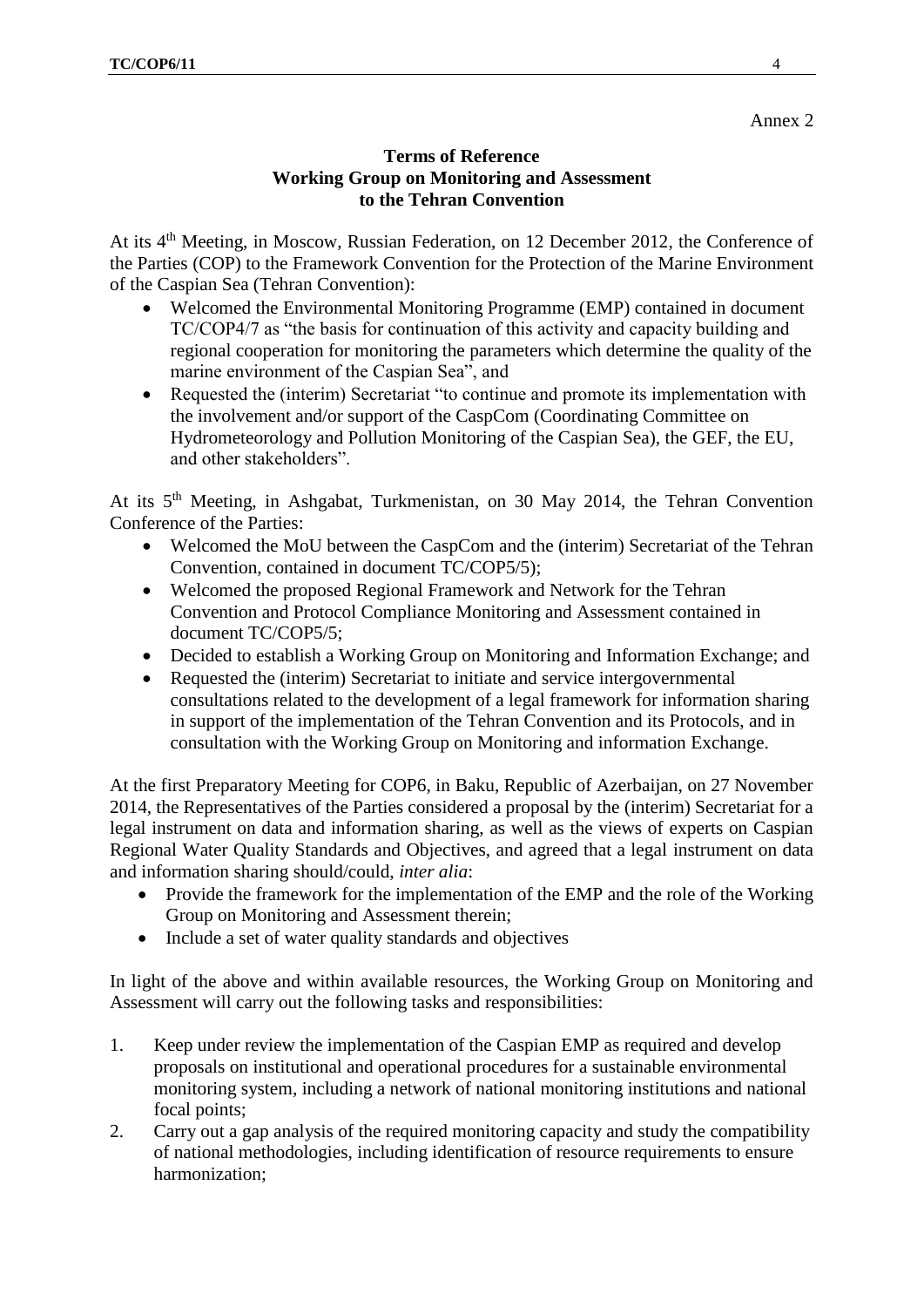Annex 2

**Terms of Reference**
**Working Group on Monitoring and Assessment**
**to the Tehran Convention**

At its 4th Meeting, in Moscow, Russian Federation, on 12 December 2012, the Conference of the Parties (COP) to the Framework Convention for the Protection of the Marine Environment of the Caspian Sea (Tehran Convention):

- Welcomed the Environmental Monitoring Programme (EMP) contained in document TC/COP4/7 as "the basis for continuation of this activity and capacity building and regional cooperation for monitoring the parameters which determine the quality of the marine environment of the Caspian Sea", and
- Requested the (interim) Secretariat "to continue and promote its implementation with the involvement and/or support of the CaspCom (Coordinating Committee on Hydrometeorology and Pollution Monitoring of the Caspian Sea), the GEF, the EU, and other stakeholders".

At its 5th Meeting, in Ashgabat, Turkmenistan, on 30 May 2014, the Tehran Convention Conference of the Parties:

- Welcomed the MoU between the CaspCom and the (interim) Secretariat of the Tehran Convention, contained in document TC/COP5/5);
- Welcomed the proposed Regional Framework and Network for the Tehran Convention and Protocol Compliance Monitoring and Assessment contained in document TC/COP5/5;
- Decided to establish a Working Group on Monitoring and Information Exchange; and
- Requested the (interim) Secretariat to initiate and service intergovernmental consultations related to the development of a legal framework for information sharing in support of the implementation of the Tehran Convention and its Protocols, and in consultation with the Working Group on Monitoring and information Exchange.

At the first Preparatory Meeting for COP6, in Baku, Republic of Azerbaijan, on 27 November 2014, the Representatives of the Parties considered a proposal by the (interim) Secretariat for a legal instrument on data and information sharing, as well as the views of experts on Caspian Regional Water Quality Standards and Objectives, and agreed that a legal instrument on data and information sharing should/could, *inter alia*:

- Provide the framework for the implementation of the EMP and the role of the Working Group on Monitoring and Assessment therein;
- Include a set of water quality standards and objectives

In light of the above and within available resources, the Working Group on Monitoring and Assessment will carry out the following tasks and responsibilities:

1. Keep under review the implementation of the Caspian EMP as required and develop proposals on institutional and operational procedures for a sustainable environmental monitoring system, including a network of national monitoring institutions and national focal points;
2. Carry out a gap analysis of the required monitoring capacity and study the compatibility of national methodologies, including identification of resource requirements to ensure harmonization;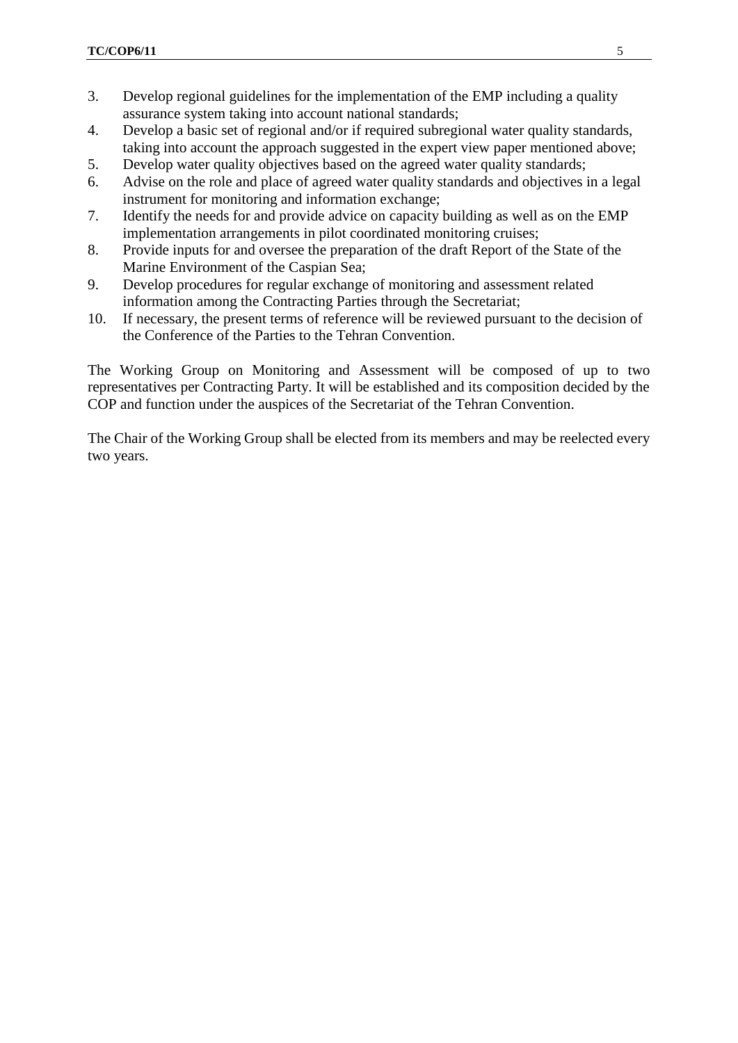3. Develop regional guidelines for the implementation of the EMP including a quality assurance system taking into account national standards;
4. Develop a basic set of regional and/or if required subregional water quality standards, taking into account the approach suggested in the expert view paper mentioned above;
5. Develop water quality objectives based on the agreed water quality standards;
6. Advise on the role and place of agreed water quality standards and objectives in a legal instrument for monitoring and information exchange;
7. Identify the needs for and provide advice on capacity building as well as on the EMP implementation arrangements in pilot coordinated monitoring cruises;
8. Provide inputs for and oversee the preparation of the draft Report of the State of the Marine Environment of the Caspian Sea;
9. Develop procedures for regular exchange of monitoring and assessment related information among the Contracting Parties through the Secretariat;
10. If necessary, the present terms of reference will be reviewed pursuant to the decision of the Conference of the Parties to the Tehran Convention.

The Working Group on Monitoring and Assessment will be composed of up to two representatives per Contracting Party. It will be established and its composition decided by the COP and function under the auspices of the Secretariat of the Tehran Convention.

The Chair of the Working Group shall be elected from its members and may be reelected every two years.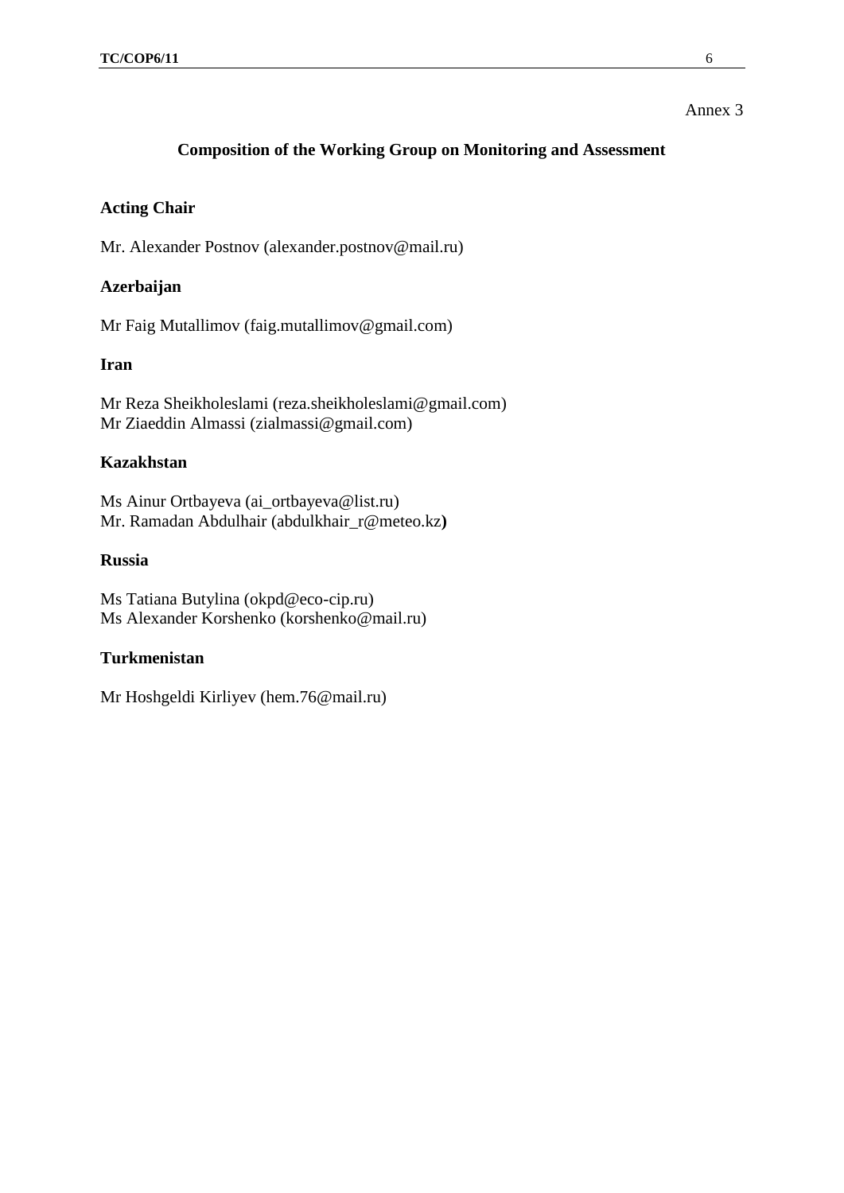Annex 3

## Composition of the Working Group on Monitoring and Assessment

### Acting Chair

Mr. Alexander Postnov (alexander.postnov@mail.ru)

### Azerbaijan

Mr Faig Mutallimov (faig.mutallimov@gmail.com)

### Iran

Mr Reza Sheikholeslami (reza.sheikholeslami@gmail.com)
Mr Ziaeddin Almassi (zialmassi@gmail.com)

### Kazakhstan

Ms Ainur Ortbayeva (ai_ortbayeva@list.ru)
Mr. Ramadan Abdulhair (abdulkhair_r@meteo.kz**)**

### Russia

Ms Tatiana Butylina (okpd@eco-cip.ru)
Ms Alexander Korshenko (korshenko@mail.ru)

### Turkmenistan

Mr Hoshgeldi Kirliyev (hem.76@mail.ru)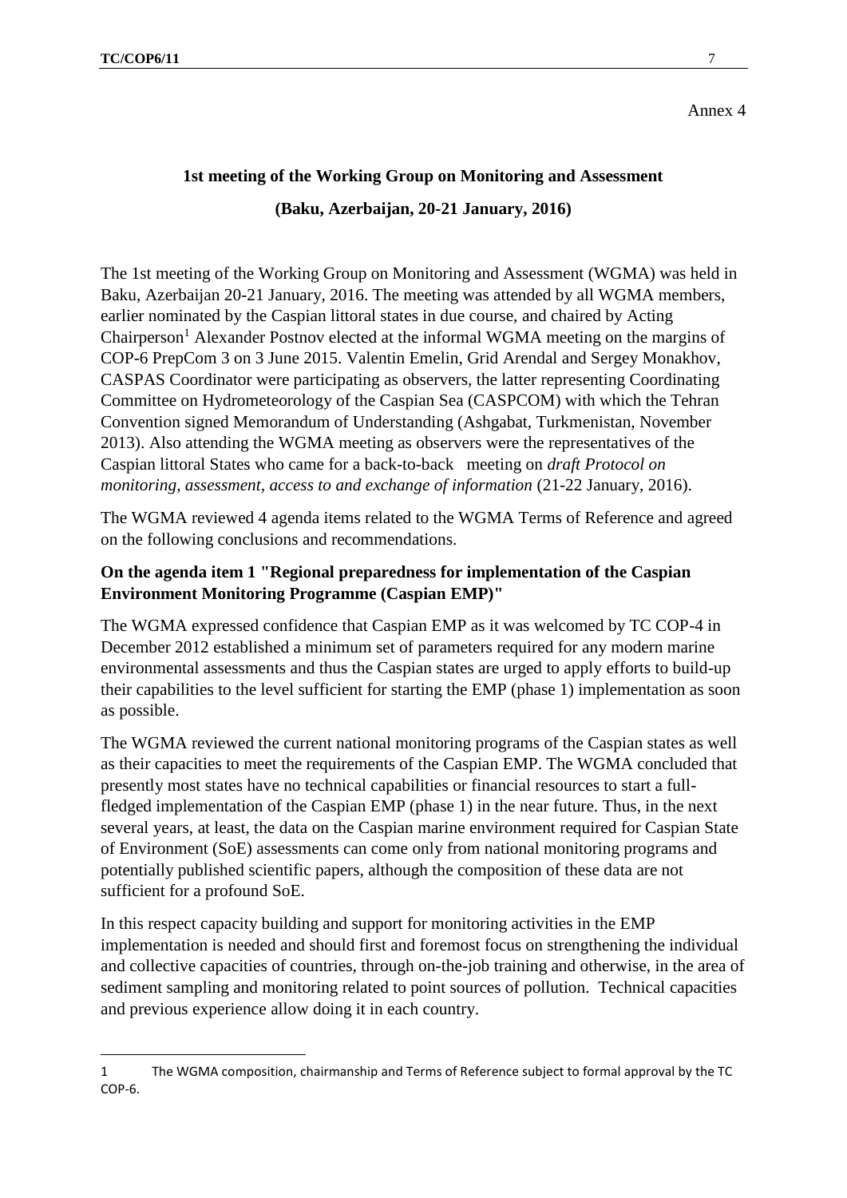Annex 4

## 1st meeting of the Working Group on Monitoring and Assessment

## (Baku, Azerbaijan, 20-21 January, 2016)

The 1st meeting of the Working Group on Monitoring and Assessment (WGMA) was held in Baku, Azerbaijan 20-21 January, 2016. The meeting was attended by all WGMA members, earlier nominated by the Caspian littoral states in due course, and chaired by Acting Chairperson[1] Alexander Postnov elected at the informal WGMA meeting on the margins of COP-6 PrepCom 3 on 3 June 2015. Valentin Emelin, Grid Arendal and Sergey Monakhov, CASPAS Coordinator were participating as observers, the latter representing Coordinating Committee on Hydrometeorology of the Caspian Sea (CASPCOM) with which the Tehran Convention signed Memorandum of Understanding (Ashgabat, Turkmenistan, November 2013). Also attending the WGMA meeting as observers were the representatives of the Caspian littoral States who came for a back-to-back meeting on *draft Protocol on monitoring, assessment, access to and exchange of information* (21-22 January, 2016).

The WGMA reviewed 4 agenda items related to the WGMA Terms of Reference and agreed on the following conclusions and recommendations.

**On the agenda item 1 "Regional preparedness for implementation of the Caspian Environment Monitoring Programme (Caspian EMP)"**

The WGMA expressed confidence that Caspian EMP as it was welcomed by TC COP-4 in December 2012 established a minimum set of parameters required for any modern marine environmental assessments and thus the Caspian states are urged to apply efforts to build-up their capabilities to the level sufficient for starting the EMP (phase 1) implementation as soon as possible.

The WGMA reviewed the current national monitoring programs of the Caspian states as well as their capacities to meet the requirements of the Caspian EMP. The WGMA concluded that presently most states have no technical capabilities or financial resources to start a full-fledged implementation of the Caspian EMP (phase 1) in the near future. Thus, in the next several years, at least, the data on the Caspian marine environment required for Caspian State of Environment (SoE) assessments can come only from national monitoring programs and potentially published scientific papers, although the composition of these data are not sufficient for a profound SoE.

In this respect capacity building and support for monitoring activities in the EMP implementation is needed and should first and foremost focus on strengthening the individual and collective capacities of countries, through on-the-job training and otherwise, in the area of sediment sampling and monitoring related to point sources of pollution. Technical capacities and previous experience allow doing it in each country.

[1] The WGMA composition, chairmanship and Terms of Reference subject to formal approval by the TC COP-6.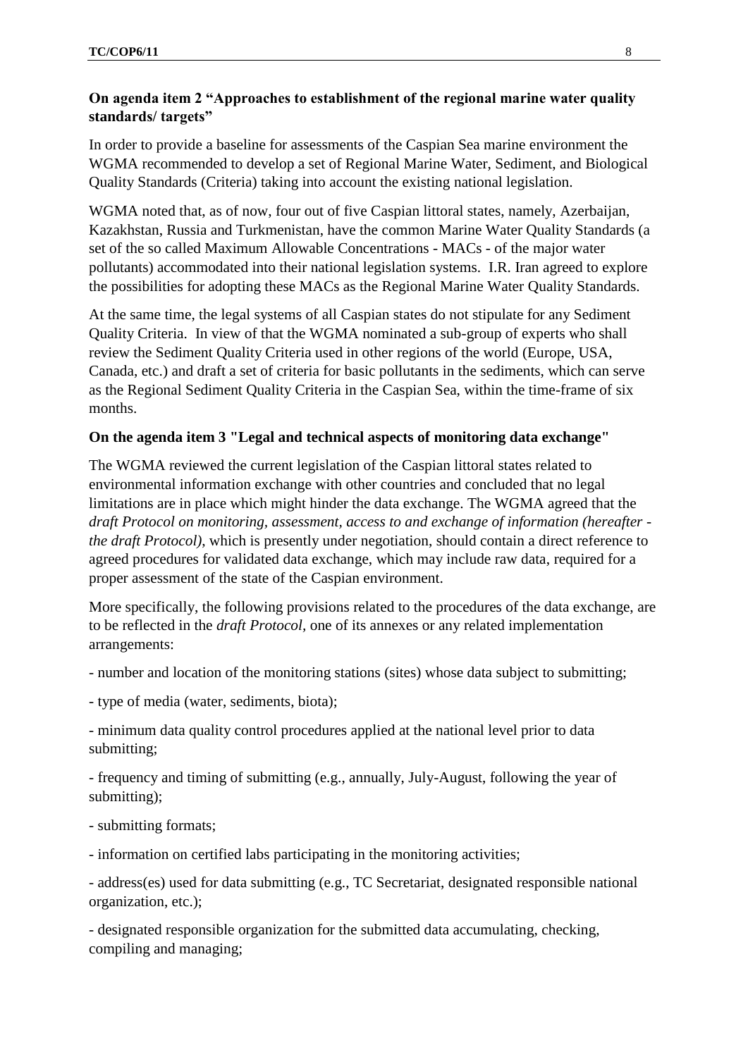**On agenda item 2 "Approaches to establishment of the regional marine water quality standards/ targets"**

In order to provide a baseline for assessments of the Caspian Sea marine environment the WGMA recommended to develop a set of Regional Marine Water, Sediment, and Biological Quality Standards (Criteria) taking into account the existing national legislation.

WGMA noted that, as of now, four out of five Caspian littoral states, namely, Azerbaijan, Kazakhstan, Russia and Turkmenistan, have the common Marine Water Quality Standards (a set of the so called Maximum Allowable Concentrations - MACs - of the major water pollutants) accommodated into their national legislation systems. I.R. Iran agreed to explore the possibilities for adopting these MACs as the Regional Marine Water Quality Standards.

At the same time, the legal systems of all Caspian states do not stipulate for any Sediment Quality Criteria. In view of that the WGMA nominated a sub-group of experts who shall review the Sediment Quality Criteria used in other regions of the world (Europe, USA, Canada, etc.) and draft a set of criteria for basic pollutants in the sediments, which can serve as the Regional Sediment Quality Criteria in the Caspian Sea, within the time-frame of six months.

**On the agenda item 3 "Legal and technical aspects of monitoring data exchange"**

The WGMA reviewed the current legislation of the Caspian littoral states related to environmental information exchange with other countries and concluded that no legal limitations are in place which might hinder the data exchange. The WGMA agreed that the *draft Protocol on monitoring, assessment, access to and exchange of information (hereafter - the draft Protocol)*, which is presently under negotiation, should contain a direct reference to agreed procedures for validated data exchange, which may include raw data, required for a proper assessment of the state of the Caspian environment.

More specifically, the following provisions related to the procedures of the data exchange, are to be reflected in the *draft Protocol,* one of its annexes or any related implementation arrangements:

- number and location of the monitoring stations (sites) whose data subject to submitting;

- type of media (water, sediments, biota);

- minimum data quality control procedures applied at the national level prior to data submitting;

- frequency and timing of submitting (e.g., annually, July-August, following the year of submitting);

- submitting formats;

- information on certified labs participating in the monitoring activities;

- address(es) used for data submitting (e.g., TC Secretariat, designated responsible national organization, etc.);

- designated responsible organization for the submitted data accumulating, checking, compiling and managing;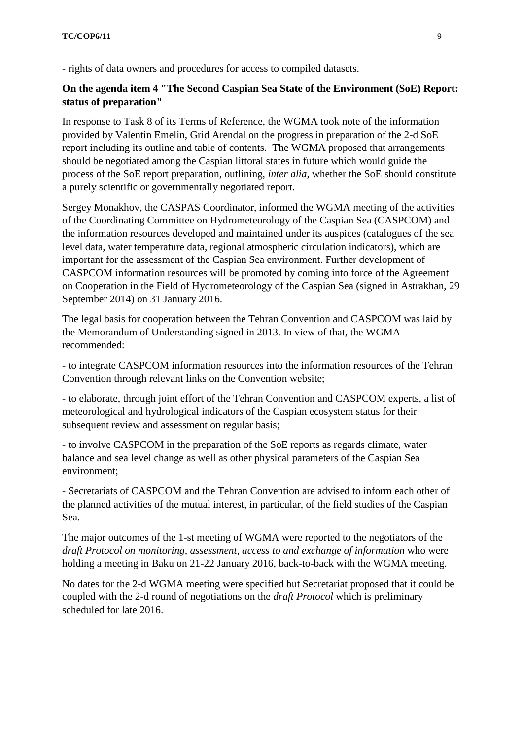- rights of data owners and procedures for access to compiled datasets.

**On the agenda item 4 "The Second Caspian Sea State of the Environment (SoE) Report: status of preparation"**

In response to Task 8 of its Terms of Reference, the WGMA took note of the information provided by Valentin Emelin, Grid Arendal on the progress in preparation of the 2-d SoE report including its outline and table of contents. The WGMA proposed that arrangements should be negotiated among the Caspian littoral states in future which would guide the process of the SoE report preparation, outlining, *inter alia*, whether the SoE should constitute a purely scientific or governmentally negotiated report.

Sergey Monakhov, the CASPAS Coordinator, informed the WGMA meeting of the activities of the Coordinating Committee on Hydrometeorology of the Caspian Sea (CASPCOM) and the information resources developed and maintained under its auspices (catalogues of the sea level data, water temperature data, regional atmospheric circulation indicators), which are important for the assessment of the Caspian Sea environment. Further development of CASPCOM information resources will be promoted by coming into force of the Agreement on Cooperation in the Field of Hydrometeorology of the Caspian Sea (signed in Astrakhan, 29 September 2014) on 31 January 2016.

The legal basis for cooperation between the Tehran Convention and CASPCOM was laid by the Memorandum of Understanding signed in 2013. In view of that, the WGMA recommended:

- to integrate CASPCOM information resources into the information resources of the Tehran Convention through relevant links on the Convention website;

- to elaborate, through joint effort of the Tehran Convention and CASPCOM experts, a list of meteorological and hydrological indicators of the Caspian ecosystem status for their subsequent review and assessment on regular basis;

- to involve CASPCOM in the preparation of the SoE reports as regards climate, water balance and sea level change as well as other physical parameters of the Caspian Sea environment;

- Secretariats of CASPCOM and the Tehran Convention are advised to inform each other of the planned activities of the mutual interest, in particular, of the field studies of the Caspian Sea.

The major outcomes of the 1-st meeting of WGMA were reported to the negotiators of the *draft Protocol on monitoring, assessment, access to and exchange of information* who were holding a meeting in Baku on 21-22 January 2016, back-to-back with the WGMA meeting.

No dates for the 2-d WGMA meeting were specified but Secretariat proposed that it could be coupled with the 2-d round of negotiations on the *draft Protocol* which is preliminary scheduled for late 2016.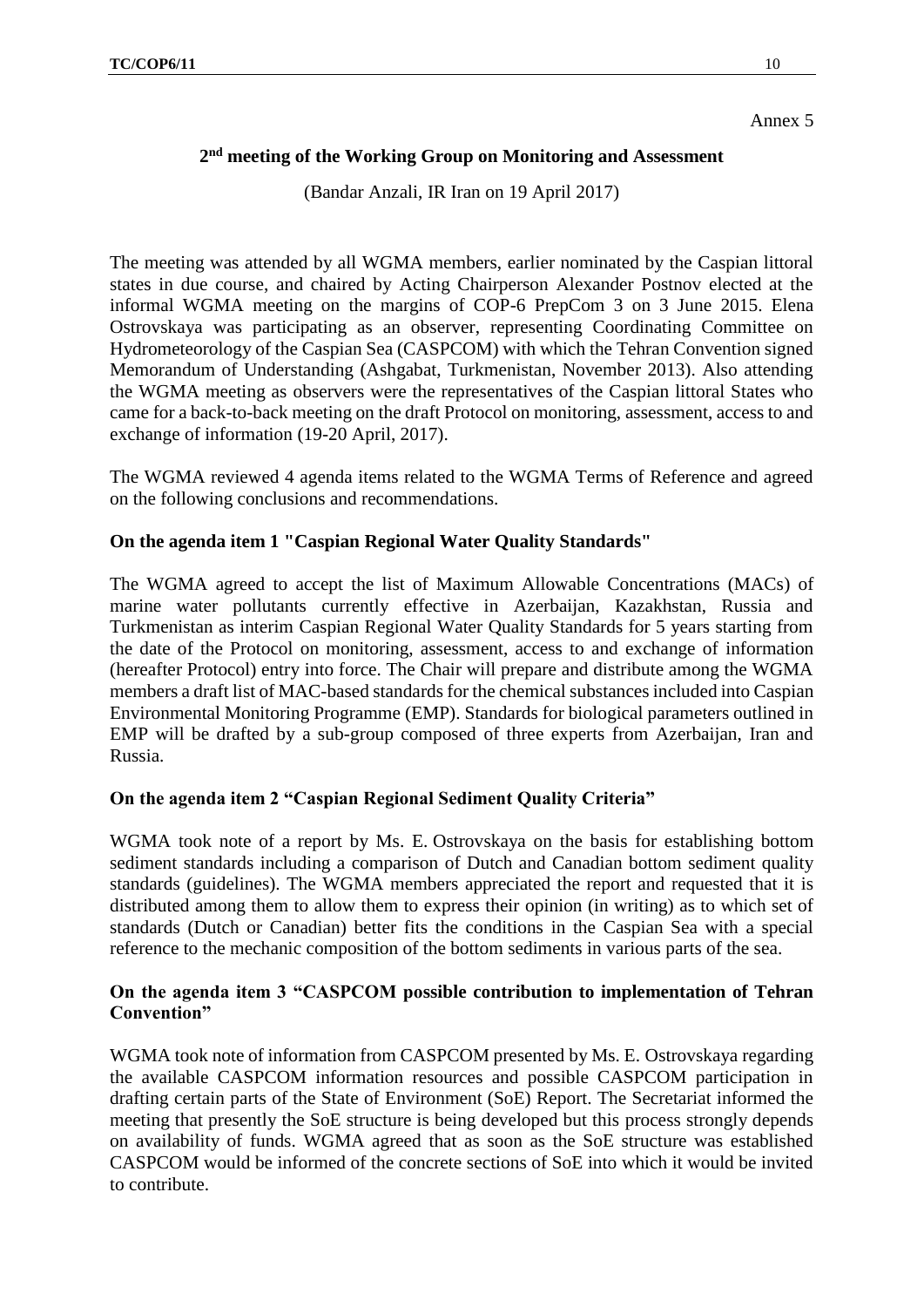Annex 5

## 2nd meeting of the Working Group on Monitoring and Assessment

(Bandar Anzali, IR Iran on 19 April 2017)

The meeting was attended by all WGMA members, earlier nominated by the Caspian littoral states in due course, and chaired by Acting Chairperson Alexander Postnov elected at the informal WGMA meeting on the margins of COP-6 PrepCom 3 on 3 June 2015. Elena Ostrovskaya was participating as an observer, representing Coordinating Committee on Hydrometeorology of the Caspian Sea (CASPCOM) with which the Tehran Convention signed Memorandum of Understanding (Ashgabat, Turkmenistan, November 2013). Also attending the WGMA meeting as observers were the representatives of the Caspian littoral States who came for a back-to-back meeting on the draft Protocol on monitoring, assessment, access to and exchange of information (19-20 April, 2017).

The WGMA reviewed 4 agenda items related to the WGMA Terms of Reference and agreed on the following conclusions and recommendations.

**On the agenda item 1 "Caspian Regional Water Quality Standards"**

The WGMA agreed to accept the list of Maximum Allowable Concentrations (MACs) of marine water pollutants currently effective in Azerbaijan, Kazakhstan, Russia and Turkmenistan as interim Caspian Regional Water Quality Standards for 5 years starting from the date of the Protocol on monitoring, assessment, access to and exchange of information (hereafter Protocol) entry into force. The Chair will prepare and distribute among the WGMA members a draft list of MAC-based standards for the chemical substances included into Caspian Environmental Monitoring Programme (EMP). Standards for biological parameters outlined in EMP will be drafted by a sub-group composed of three experts from Azerbaijan, Iran and Russia.

**On the agenda item 2 "Caspian Regional Sediment Quality Criteria"**

WGMA took note of a report by Ms. E. Ostrovskaya on the basis for establishing bottom sediment standards including a comparison of Dutch and Canadian bottom sediment quality standards (guidelines). The WGMA members appreciated the report and requested that it is distributed among them to allow them to express their opinion (in writing) as to which set of standards (Dutch or Canadian) better fits the conditions in the Caspian Sea with a special reference to the mechanic composition of the bottom sediments in various parts of the sea.

**On the agenda item 3 "CASPCOM possible contribution to implementation of Tehran Convention"**

WGMA took note of information from CASPCOM presented by Ms. E. Ostrovskaya regarding the available CASPCOM information resources and possible CASPCOM participation in drafting certain parts of the State of Environment (SoE) Report. The Secretariat informed the meeting that presently the SoE structure is being developed but this process strongly depends on availability of funds. WGMA agreed that as soon as the SoE structure was established CASPCOM would be informed of the concrete sections of SoE into which it would be invited to contribute.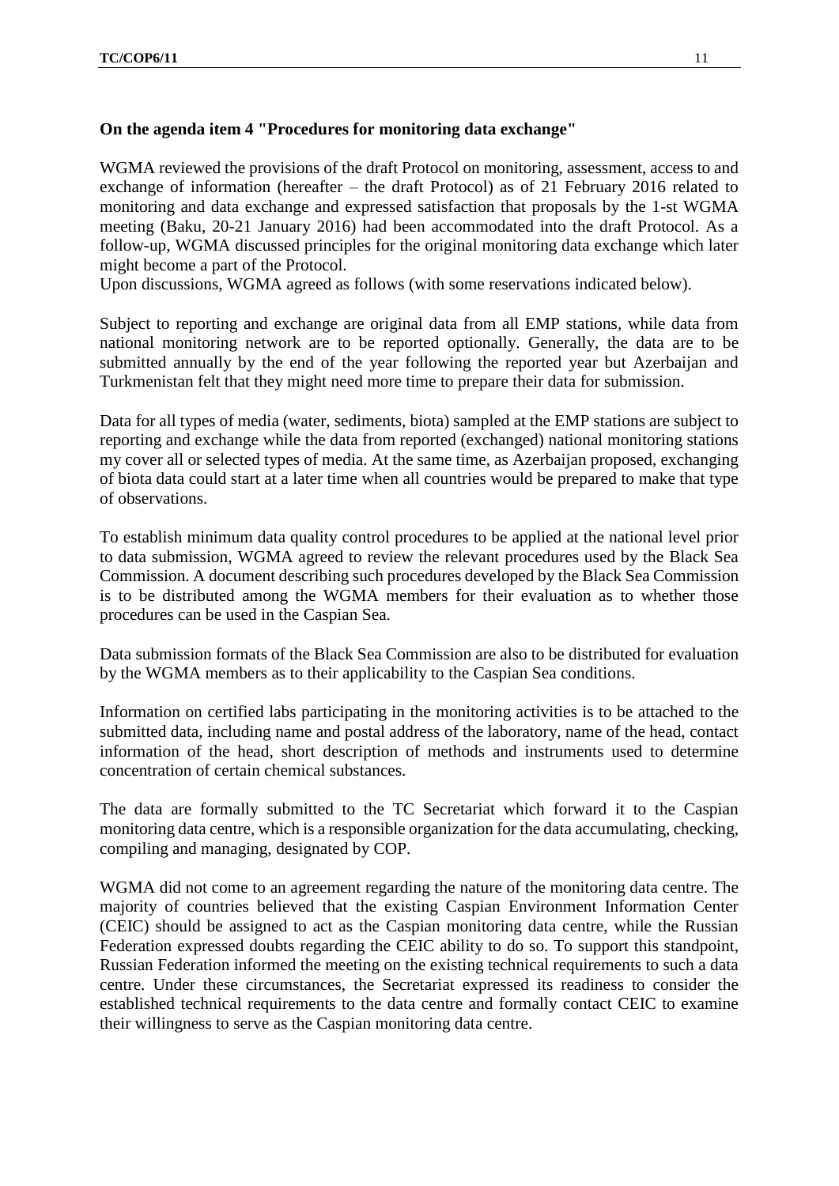**On the agenda item 4 "Procedures for monitoring data exchange"**

WGMA reviewed the provisions of the draft Protocol on monitoring, assessment, access to and exchange of information (hereafter – the draft Protocol) as of 21 February 2016 related to monitoring and data exchange and expressed satisfaction that proposals by the 1-st WGMA meeting (Baku, 20-21 January 2016) had been accommodated into the draft Protocol. As a follow-up, WGMA discussed principles for the original monitoring data exchange which later might become a part of the Protocol.
Upon discussions, WGMA agreed as follows (with some reservations indicated below).

Subject to reporting and exchange are original data from all EMP stations, while data from national monitoring network are to be reported optionally. Generally, the data are to be submitted annually by the end of the year following the reported year but Azerbaijan and Turkmenistan felt that they might need more time to prepare their data for submission.

Data for all types of media (water, sediments, biota) sampled at the EMP stations are subject to reporting and exchange while the data from reported (exchanged) national monitoring stations my cover all or selected types of media. At the same time, as Azerbaijan proposed, exchanging of biota data could start at a later time when all countries would be prepared to make that type of observations.

To establish minimum data quality control procedures to be applied at the national level prior to data submission, WGMA agreed to review the relevant procedures used by the Black Sea Commission. A document describing such procedures developed by the Black Sea Commission is to be distributed among the WGMA members for their evaluation as to whether those procedures can be used in the Caspian Sea.

Data submission formats of the Black Sea Commission are also to be distributed for evaluation by the WGMA members as to their applicability to the Caspian Sea conditions.

Information on certified labs participating in the monitoring activities is to be attached to the submitted data, including name and postal address of the laboratory, name of the head, contact information of the head, short description of methods and instruments used to determine concentration of certain chemical substances.

The data are formally submitted to the TC Secretariat which forward it to the Caspian monitoring data centre, which is a responsible organization for the data accumulating, checking, compiling and managing, designated by COP.

WGMA did not come to an agreement regarding the nature of the monitoring data centre. The majority of countries believed that the existing Caspian Environment Information Center (CEIC) should be assigned to act as the Caspian monitoring data centre, while the Russian Federation expressed doubts regarding the CEIC ability to do so. To support this standpoint, Russian Federation informed the meeting on the existing technical requirements to such a data centre. Under these circumstances, the Secretariat expressed its readiness to consider the established technical requirements to the data centre and formally contact CEIC to examine their willingness to serve as the Caspian monitoring data centre.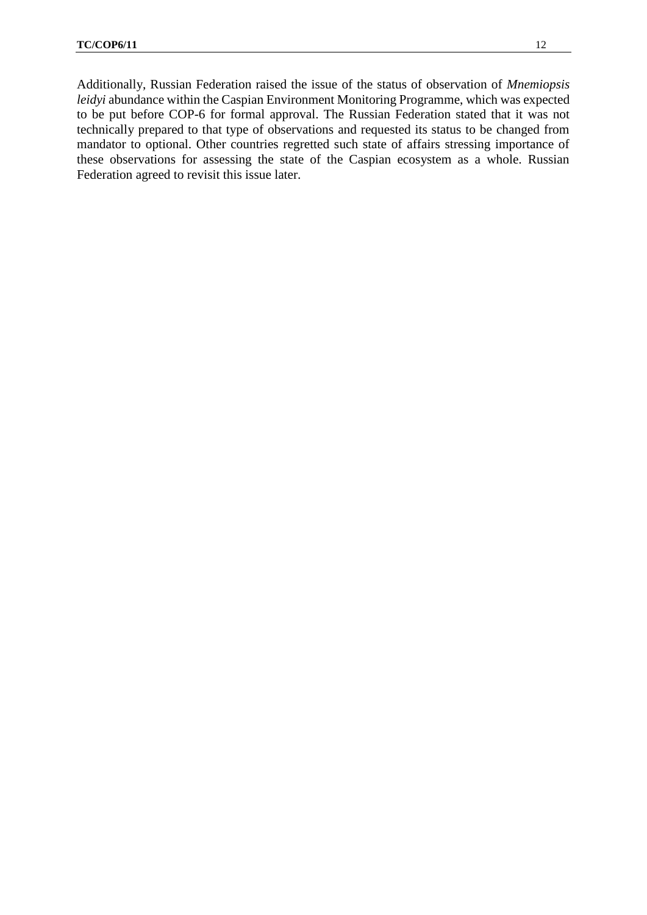Additionally, Russian Federation raised the issue of the status of observation of *Mnemiopsis leidyi* abundance within the Caspian Environment Monitoring Programme, which was expected to be put before COP-6 for formal approval. The Russian Federation stated that it was not technically prepared to that type of observations and requested its status to be changed from mandator to optional. Other countries regretted such state of affairs stressing importance of these observations for assessing the state of the Caspian ecosystem as a whole. Russian Federation agreed to revisit this issue later.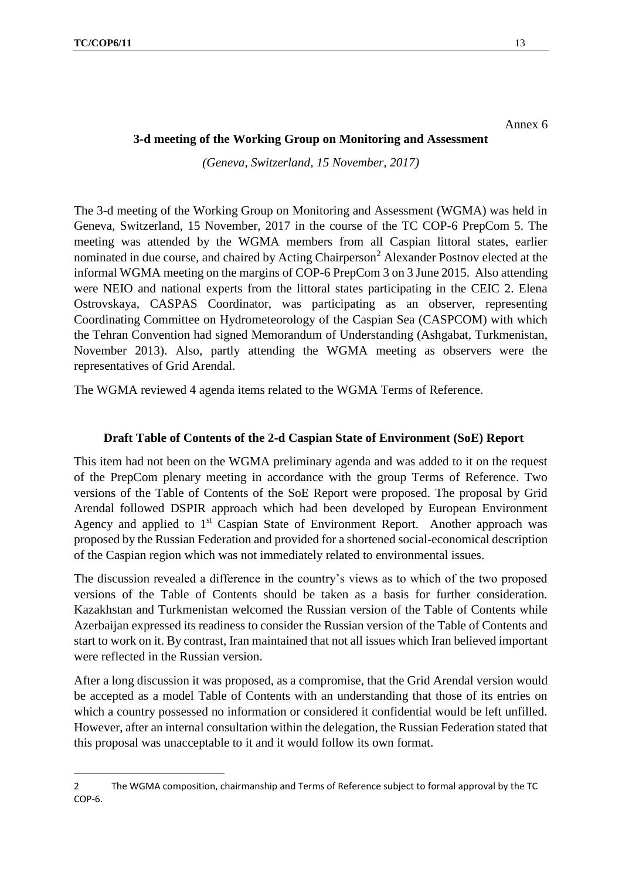Annex 6

## 3-d meeting of the Working Group on Monitoring and Assessment

*(Geneva, Switzerland, 15 November, 2017)*

The 3-d meeting of the Working Group on Monitoring and Assessment (WGMA) was held in Geneva, Switzerland, 15 November, 2017 in the course of the TC COP-6 PrepCom 5. The meeting was attended by the WGMA members from all Caspian littoral states, earlier nominated in due course, and chaired by Acting Chairperson[2] Alexander Postnov elected at the informal WGMA meeting on the margins of COP-6 PrepCom 3 on 3 June 2015. Also attending were NEIO and national experts from the littoral states participating in the CEIC 2. Elena Ostrovskaya, CASPAS Coordinator, was participating as an observer, representing Coordinating Committee on Hydrometeorology of the Caspian Sea (CASPCOM) with which the Tehran Convention had signed Memorandum of Understanding (Ashgabat, Turkmenistan, November 2013). Also, partly attending the WGMA meeting as observers were the representatives of Grid Arendal.

The WGMA reviewed 4 agenda items related to the WGMA Terms of Reference.

### Draft Table of Contents of the 2-d Caspian State of Environment (SoE) Report

This item had not been on the WGMA preliminary agenda and was added to it on the request of the PrepCom plenary meeting in accordance with the group Terms of Reference. Two versions of the Table of Contents of the SoE Report were proposed. The proposal by Grid Arendal followed DSPIR approach which had been developed by European Environment Agency and applied to 1st Caspian State of Environment Report. Another approach was proposed by the Russian Federation and provided for a shortened social-economical description of the Caspian region which was not immediately related to environmental issues.

The discussion revealed a difference in the country's views as to which of the two proposed versions of the Table of Contents should be taken as a basis for further consideration. Kazakhstan and Turkmenistan welcomed the Russian version of the Table of Contents while Azerbaijan expressed its readiness to consider the Russian version of the Table of Contents and start to work on it. By contrast, Iran maintained that not all issues which Iran believed important were reflected in the Russian version.

After a long discussion it was proposed, as a compromise, that the Grid Arendal version would be accepted as a model Table of Contents with an understanding that those of its entries on which a country possessed no information or considered it confidential would be left unfilled. However, after an internal consultation within the delegation, the Russian Federation stated that this proposal was unacceptable to it and it would follow its own format.

---

2 The WGMA composition, chairmanship and Terms of Reference subject to formal approval by the TC COP-6.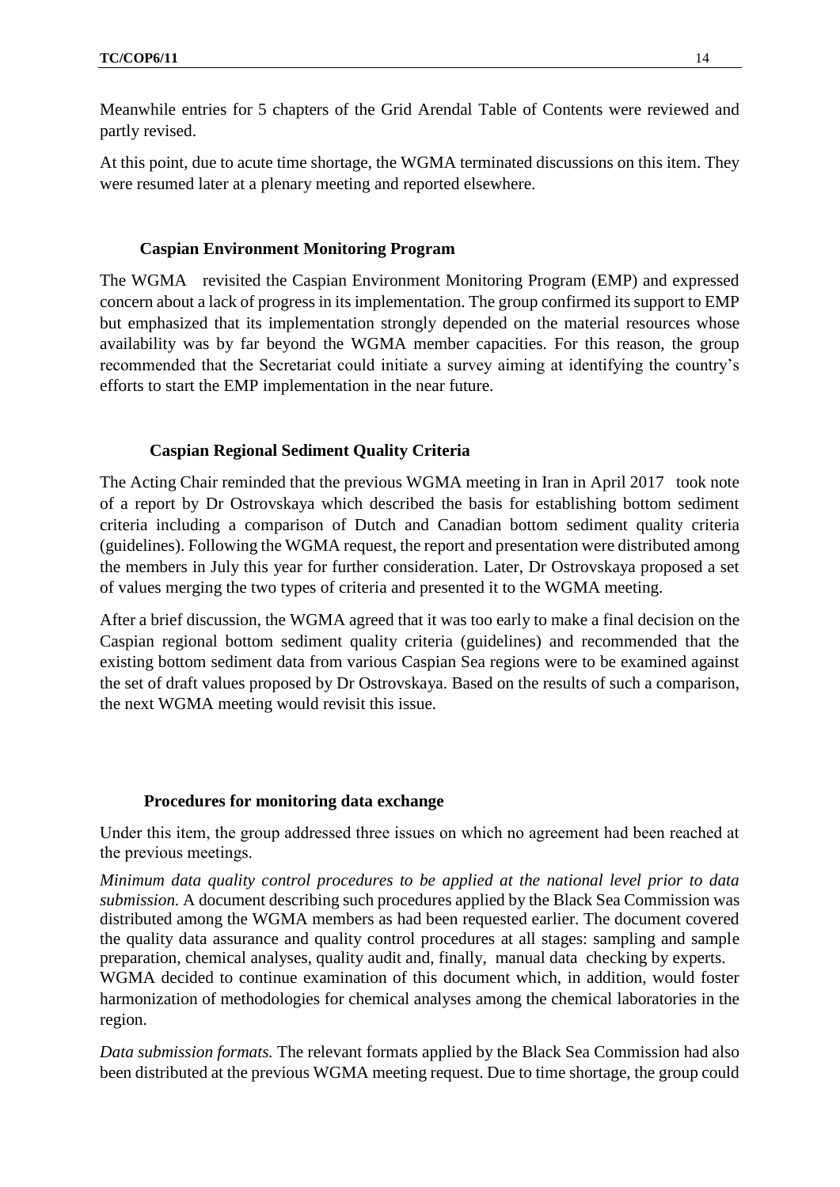Meanwhile entries for 5 chapters of the Grid Arendal Table of Contents were reviewed and partly revised.

At this point, due to acute time shortage, the WGMA terminated discussions on this item. They were resumed later at a plenary meeting and reported elsewhere.

**Caspian Environment Monitoring Program**

The WGMA revisited the Caspian Environment Monitoring Program (EMP) and expressed concern about a lack of progress in its implementation. The group confirmed its support to EMP but emphasized that its implementation strongly depended on the material resources whose availability was by far beyond the WGMA member capacities. For this reason, the group recommended that the Secretariat could initiate a survey aiming at identifying the country's efforts to start the EMP implementation in the near future.

**Caspian Regional Sediment Quality Criteria**

The Acting Chair reminded that the previous WGMA meeting in Iran in April 2017 took note of a report by Dr Ostrovskaya which described the basis for establishing bottom sediment criteria including a comparison of Dutch and Canadian bottom sediment quality criteria (guidelines). Following the WGMA request, the report and presentation were distributed among the members in July this year for further consideration. Later, Dr Ostrovskaya proposed a set of values merging the two types of criteria and presented it to the WGMA meeting.

After a brief discussion, the WGMA agreed that it was too early to make a final decision on the Caspian regional bottom sediment quality criteria (guidelines) and recommended that the existing bottom sediment data from various Caspian Sea regions were to be examined against the set of draft values proposed by Dr Ostrovskaya. Based on the results of such a comparison, the next WGMA meeting would revisit this issue.

**Procedures for monitoring data exchange**

Under this item, the group addressed three issues on which no agreement had been reached at the previous meetings.

*Minimum data quality control procedures to be applied at the national level prior to data submission.* A document describing such procedures applied by the Black Sea Commission was distributed among the WGMA members as had been requested earlier. The document covered the quality data assurance and quality control procedures at all stages: sampling and sample preparation, chemical analyses, quality audit and, finally, manual data checking by experts. WGMA decided to continue examination of this document which, in addition, would foster harmonization of methodologies for chemical analyses among the chemical laboratories in the region.

*Data submission formats.* The relevant formats applied by the Black Sea Commission had also been distributed at the previous WGMA meeting request. Due to time shortage, the group could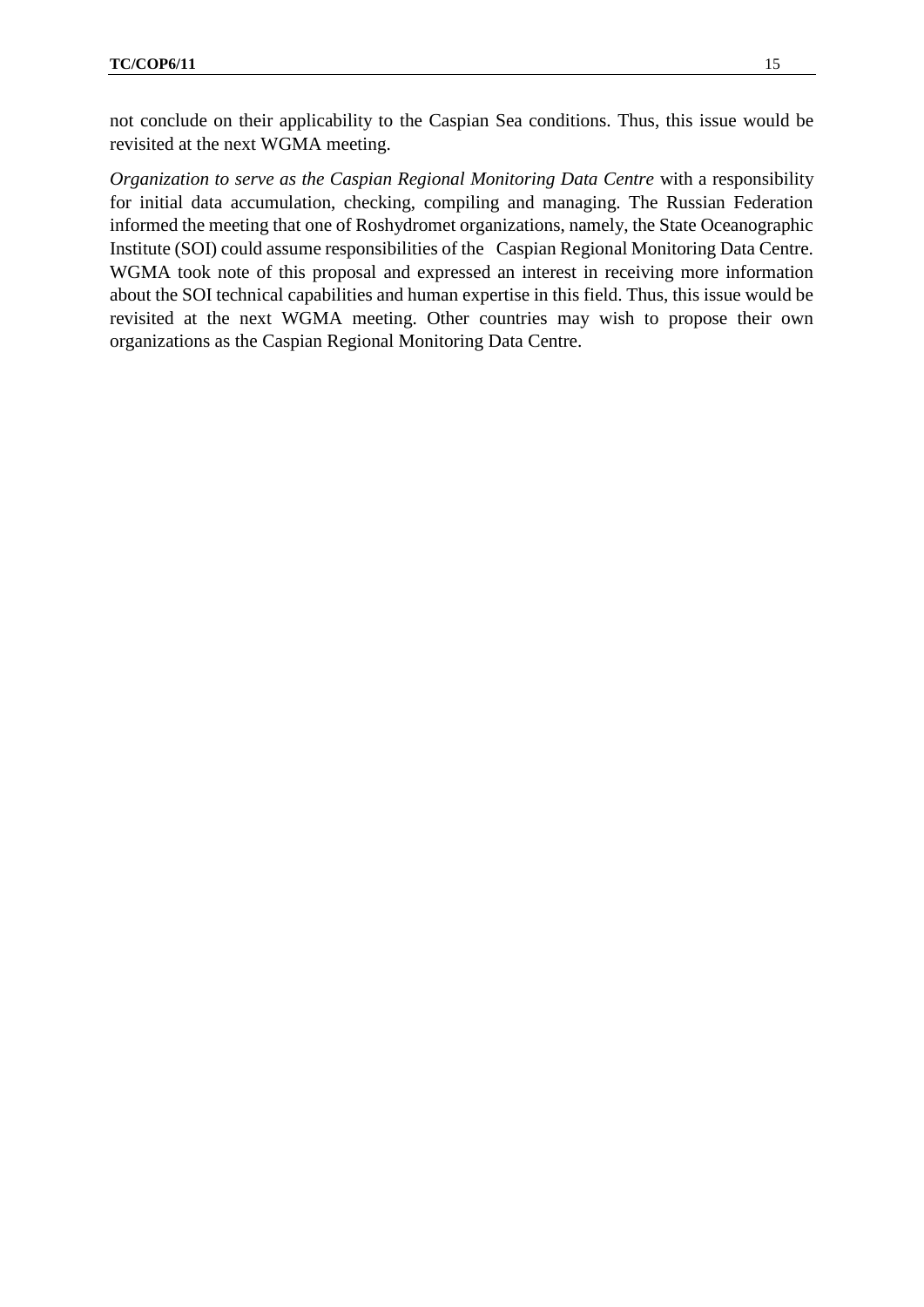not conclude on their applicability to the Caspian Sea conditions. Thus, this issue would be revisited at the next WGMA meeting.

*Organization to serve as the Caspian Regional Monitoring Data Centre* with a responsibility for initial data accumulation, checking, compiling and managing. The Russian Federation informed the meeting that one of Roshydromet organizations, namely, the State Oceanographic Institute (SOI) could assume responsibilities of the Caspian Regional Monitoring Data Centre. WGMA took note of this proposal and expressed an interest in receiving more information about the SOI technical capabilities and human expertise in this field. Thus, this issue would be revisited at the next WGMA meeting. Other countries may wish to propose their own organizations as the Caspian Regional Monitoring Data Centre.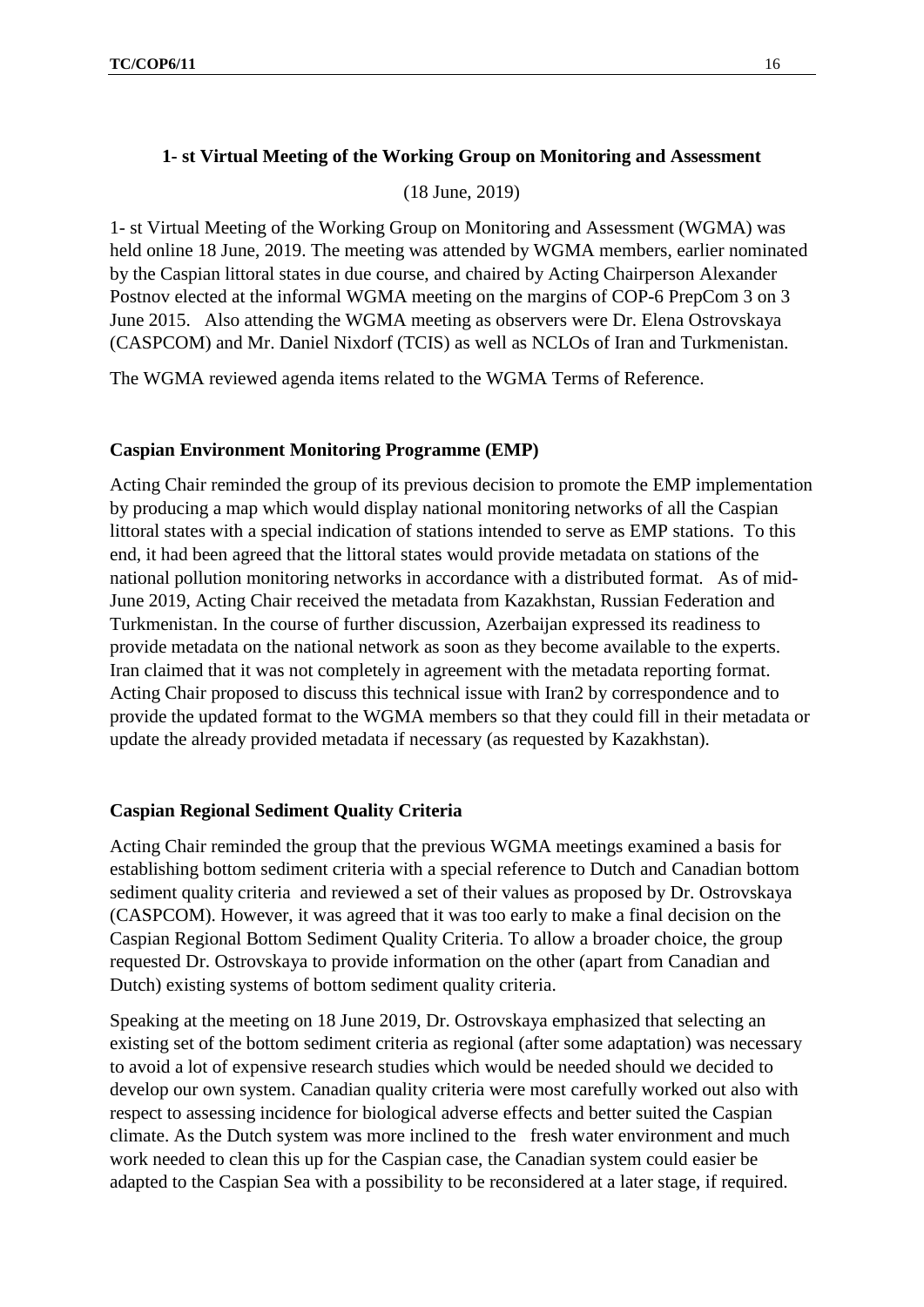**1- st Virtual Meeting of the Working Group on Monitoring and Assessment**

(18 June, 2019)

1- st Virtual Meeting of the Working Group on Monitoring and Assessment (WGMA) was held online 18 June, 2019. The meeting was attended by WGMA members, earlier nominated by the Caspian littoral states in due course, and chaired by Acting Chairperson Alexander Postnov elected at the informal WGMA meeting on the margins of COP-6 PrepCom 3 on 3 June 2015. Also attending the WGMA meeting as observers were Dr. Elena Ostrovskaya (CASPCOM) and Mr. Daniel Nixdorf (TCIS) as well as NCLOs of Iran and Turkmenistan.

The WGMA reviewed agenda items related to the WGMA Terms of Reference.

**Caspian Environment Monitoring Programme (EMP)**

Acting Chair reminded the group of its previous decision to promote the EMP implementation by producing a map which would display national monitoring networks of all the Caspian littoral states with a special indication of stations intended to serve as EMP stations. To this end, it had been agreed that the littoral states would provide metadata on stations of the national pollution monitoring networks in accordance with a distributed format. As of mid-June 2019, Acting Chair received the metadata from Kazakhstan, Russian Federation and Turkmenistan. In the course of further discussion, Azerbaijan expressed its readiness to provide metadata on the national network as soon as they become available to the experts. Iran claimed that it was not completely in agreement with the metadata reporting format. Acting Chair proposed to discuss this technical issue with Iran2 by correspondence and to provide the updated format to the WGMA members so that they could fill in their metadata or update the already provided metadata if necessary (as requested by Kazakhstan).

**Caspian Regional Sediment Quality Criteria**

Acting Chair reminded the group that the previous WGMA meetings examined a basis for establishing bottom sediment criteria with a special reference to Dutch and Canadian bottom sediment quality criteria and reviewed a set of their values as proposed by Dr. Ostrovskaya (CASPCOM). However, it was agreed that it was too early to make a final decision on the Caspian Regional Bottom Sediment Quality Criteria. To allow a broader choice, the group requested Dr. Ostrovskaya to provide information on the other (apart from Canadian and Dutch) existing systems of bottom sediment quality criteria.

Speaking at the meeting on 18 June 2019, Dr. Ostrovskaya emphasized that selecting an existing set of the bottom sediment criteria as regional (after some adaptation) was necessary to avoid a lot of expensive research studies which would be needed should we decided to develop our own system. Canadian quality criteria were most carefully worked out also with respect to assessing incidence for biological adverse effects and better suited the Caspian climate. As the Dutch system was more inclined to the fresh water environment and much work needed to clean this up for the Caspian case, the Canadian system could easier be adapted to the Caspian Sea with a possibility to be reconsidered at a later stage, if required.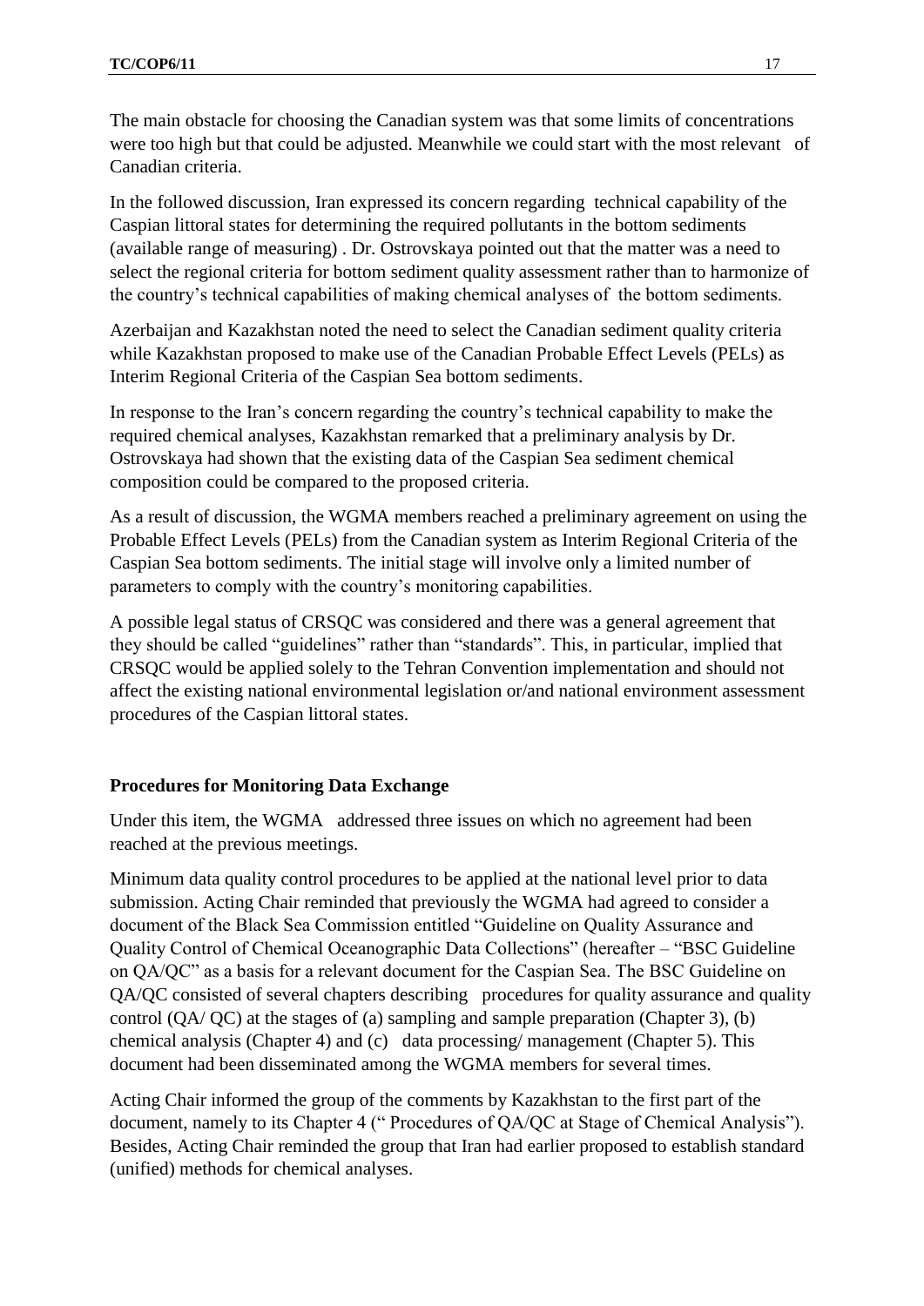The main obstacle for choosing the Canadian system was that some limits of concentrations were too high but that could be adjusted. Meanwhile we could start with the most relevant of Canadian criteria.

In the followed discussion, Iran expressed its concern regarding technical capability of the Caspian littoral states for determining the required pollutants in the bottom sediments (available range of measuring) . Dr. Ostrovskaya pointed out that the matter was a need to select the regional criteria for bottom sediment quality assessment rather than to harmonize of the country's technical capabilities of making chemical analyses of the bottom sediments.

Azerbaijan and Kazakhstan noted the need to select the Canadian sediment quality criteria while Kazakhstan proposed to make use of the Canadian Probable Effect Levels (PELs) as Interim Regional Criteria of the Caspian Sea bottom sediments.

In response to the Iran's concern regarding the country's technical capability to make the required chemical analyses, Kazakhstan remarked that a preliminary analysis by Dr. Ostrovskaya had shown that the existing data of the Caspian Sea sediment chemical composition could be compared to the proposed criteria.

As a result of discussion, the WGMA members reached a preliminary agreement on using the Probable Effect Levels (PELs) from the Canadian system as Interim Regional Criteria of the Caspian Sea bottom sediments. The initial stage will involve only a limited number of parameters to comply with the country's monitoring capabilities.

A possible legal status of CRSQC was considered and there was a general agreement that they should be called "guidelines" rather than "standards". This, in particular, implied that CRSQC would be applied solely to the Tehran Convention implementation and should not affect the existing national environmental legislation or/and national environment assessment procedures of the Caspian littoral states.

**Procedures for Monitoring Data Exchange**

Under this item, the WGMA addressed three issues on which no agreement had been reached at the previous meetings.

Minimum data quality control procedures to be applied at the national level prior to data submission. Acting Chair reminded that previously the WGMA had agreed to consider a document of the Black Sea Commission entitled "Guideline on Quality Assurance and Quality Control of Chemical Oceanographic Data Collections" (hereafter – "BSC Guideline on QA/QC" as a basis for a relevant document for the Caspian Sea. The BSC Guideline on QA/QC consisted of several chapters describing procedures for quality assurance and quality control (QA/ QC) at the stages of (a) sampling and sample preparation (Chapter 3), (b) chemical analysis (Chapter 4) and (c) data processing/ management (Chapter 5). This document had been disseminated among the WGMA members for several times.

Acting Chair informed the group of the comments by Kazakhstan to the first part of the document, namely to its Chapter 4 (" Procedures of QA/QC at Stage of Chemical Analysis"). Besides, Acting Chair reminded the group that Iran had earlier proposed to establish standard (unified) methods for chemical analyses.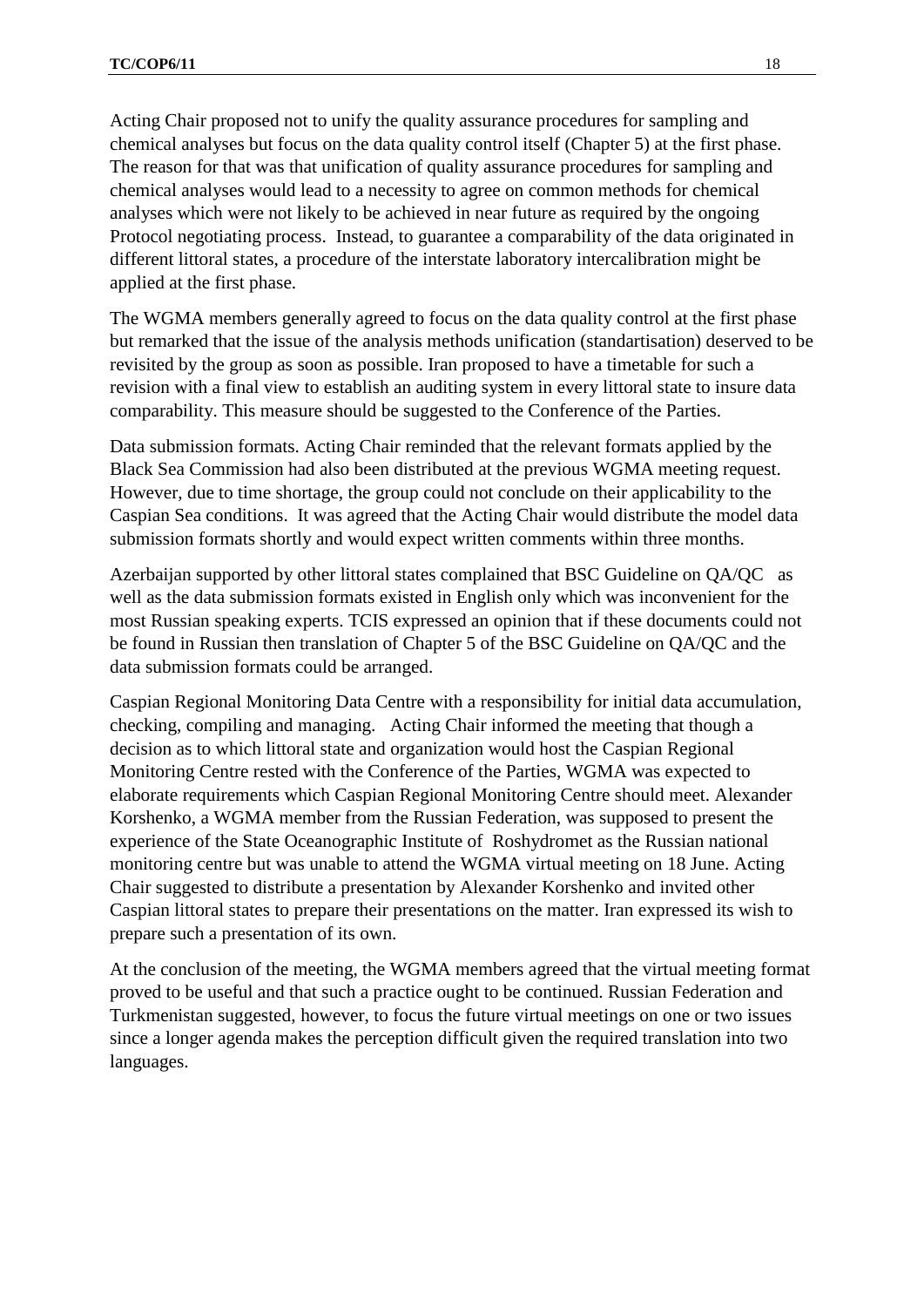Acting Chair proposed not to unify the quality assurance procedures for sampling and chemical analyses but focus on the data quality control itself (Chapter 5) at the first phase. The reason for that was that unification of quality assurance procedures for sampling and chemical analyses would lead to a necessity to agree on common methods for chemical analyses which were not likely to be achieved in near future as required by the ongoing Protocol negotiating process. Instead, to guarantee a comparability of the data originated in different littoral states, a procedure of the interstate laboratory intercalibration might be applied at the first phase.

The WGMA members generally agreed to focus on the data quality control at the first phase but remarked that the issue of the analysis methods unification (standartisation) deserved to be revisited by the group as soon as possible. Iran proposed to have a timetable for such a revision with a final view to establish an auditing system in every littoral state to insure data comparability. This measure should be suggested to the Conference of the Parties.

Data submission formats. Acting Chair reminded that the relevant formats applied by the Black Sea Commission had also been distributed at the previous WGMA meeting request. However, due to time shortage, the group could not conclude on their applicability to the Caspian Sea conditions. It was agreed that the Acting Chair would distribute the model data submission formats shortly and would expect written comments within three months.

Azerbaijan supported by other littoral states complained that BSC Guideline on QA/QC as well as the data submission formats existed in English only which was inconvenient for the most Russian speaking experts. TCIS expressed an opinion that if these documents could not be found in Russian then translation of Chapter 5 of the BSC Guideline on QA/QC and the data submission formats could be arranged.

Caspian Regional Monitoring Data Centre with a responsibility for initial data accumulation, checking, compiling and managing. Acting Chair informed the meeting that though a decision as to which littoral state and organization would host the Caspian Regional Monitoring Centre rested with the Conference of the Parties, WGMA was expected to elaborate requirements which Caspian Regional Monitoring Centre should meet. Alexander Korshenko, a WGMA member from the Russian Federation, was supposed to present the experience of the State Oceanographic Institute of Roshydromet as the Russian national monitoring centre but was unable to attend the WGMA virtual meeting on 18 June. Acting Chair suggested to distribute a presentation by Alexander Korshenko and invited other Caspian littoral states to prepare their presentations on the matter. Iran expressed its wish to prepare such a presentation of its own.

At the conclusion of the meeting, the WGMA members agreed that the virtual meeting format proved to be useful and that such a practice ought to be continued. Russian Federation and Turkmenistan suggested, however, to focus the future virtual meetings on one or two issues since a longer agenda makes the perception difficult given the required translation into two languages.